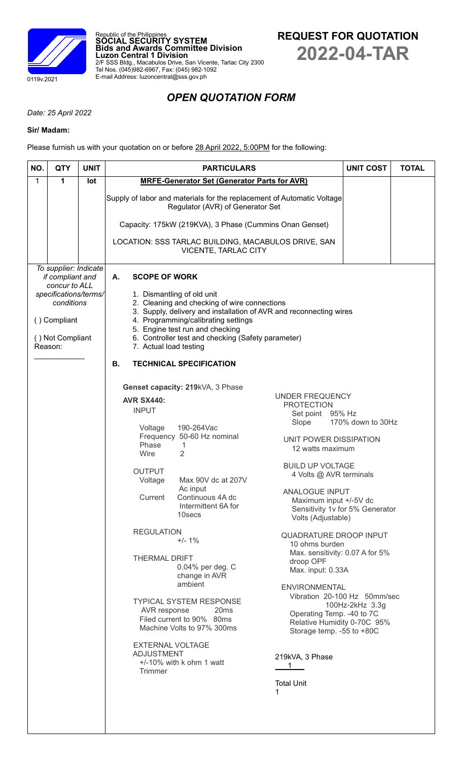0119v.2021

Republic of the Philippines
**SOCIAL SECURITY SYSTEM**
**Bids and Awards Committee Division**
**Luzon Central 1 Division**
2/F SSS Bldg., Macabulos Drive, San Vicente, Tarlac City 2300
Tel Nos. (045)982-6967, Fax: (045) 982-1092
E-mail Address: luzoncentral@sss.gov.ph

# REQUEST FOR QUOTATION
# 2022-04-TAR

## *OPEN QUOTATION FORM*

*Date: 25 April 2022*

**Sir/ Madam:**

Please furnish us with your quotation on or before 28 April 2022, 5:00PM for the following:

| NO. | QTY | UNIT | PARTICULARS | UNIT COST | TOTAL |
|---|---|---|---|---|---|
| 1 | 1 | lot | **MRFE-Generator Set (Generator Parts for AVR)**<br><br>Supply of labor and materials for the replacement of Automatic Voltage Regulator (AVR) of Generator Set<br><br>Capacity: 175kW (219KVA), 3 Phase (Cummins Onan Genset)<br><br>LOCATION: SSS TARLAC BUILDING, MACABULOS DRIVE, SAN VICENTE, TARLAC CITY | | |

*To supplier: Indicate if compliant and concur to ALL specifications/terms/ conditions*

( ) Compliant

( ) Not Compliant
Reason: \_\_\_\_\_\_\_\_\_\_

**A. SCOPE OF WORK**

1. Dismantling of old unit
2. Cleaning and checking of wire connections
3. Supply, delivery and installation of AVR and reconnecting wires
4. Programming/calibrating settings
5. Engine test run and checking
6. Controller test and checking (Safety parameter)
7. Actual load testing

**B. TECHNICAL SPECIFICATION**

**Genset capacity: 219**kVA, 3 Phase

**AVR SX440:**

INPUT
- Voltage 190-264Vac
- Frequency 50-60 Hz nominal
- Phase 1
- Wire 2

OUTPUT
- Voltage Max 90V dc at 207V Ac input
- Current Continuous 4A dc Intermittent 6A for 10secs

REGULATION
- +/- 1%

THERMAL DRIFT
- 0.04% per deg. C change in AVR ambient

TYPICAL SYSTEM RESPONSE
- AVR response 20ms
- Filed current to 90% 80ms
- Machine Volts to 97% 300ms

EXTERNAL VOLTAGE ADJUSTMENT
- +/-10% with k ohm 1 watt Trimmer

UNDER FREQUENCY PROTECTION
- Set point 95% Hz
- Slope 170% down to 30Hz

UNIT POWER DISSIPATION
- 12 watts maximum

BUILD UP VOLTAGE
- 4 Volts @ AVR terminals

ANALOGUE INPUT
- Maximum input +/-5V dc
- Sensitivity 1v for 5% Generator Volts (Adjustable)

QUADRATURE DROOP INPUT
- 10 ohms burden
- Max. sensitivity: 0.07 A for 5% droop OPF
- Max. input: 0.33A

ENVIRONMENTAL
- Vibration 20-100 Hz 50mm/sec
- 100Hz-2kHz 3.3g
- Operating Temp. -40 to 7C
- Relative Humidity 0-70C 95%
- Storage temp. -55 to +80C

219kVA, 3 Phase
1

Total Unit
1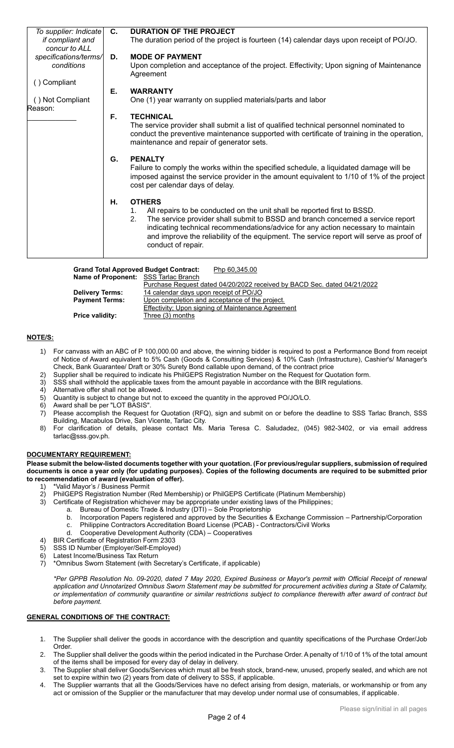| *To supplier: Indicate if compliant and concur to ALL specifications/terms/ conditions* | | |
|---|---|---|
| ( ) Compliant<br><br>( ) Not Compliant<br>Reason: ________ | **C.** | **DURATION OF THE PROJECT**<br>The duration period of the project is fourteen (14) calendar days upon receipt of PO/JO. |
| | **D.** | **MODE OF PAYMENT**<br>Upon completion and acceptance of the project. Effectivity; Upon signing of Maintenance Agreement |
| | **E.** | **WARRANTY**<br>One (1) year warranty on supplied materials/parts and labor |
| | **F.** | **TECHNICAL**<br>The service provider shall submit a list of qualified technical personnel nominated to conduct the preventive maintenance supported with certificate of training in the operation, maintenance and repair of generator sets. |
| | **G.** | **PENALTY**<br>Failure to comply the works within the specified schedule, a liquidated damage will be imposed against the service provider in the amount equivalent to 1/10 of 1% of the project cost per calendar days of delay. |
| | **H.** | **OTHERS**<br>1. All repairs to be conducted on the unit shall be reported first to BSSD.<br>2. The service provider shall submit to BSSD and branch concerned a service report indicating technical recommendations/advice for any action necessary to maintain and improve the reliability of the equipment. The service report will serve as proof of conduct of repair. |

**Grand Total Approved Budget Contract:** Php 60,345.00

**Name of Proponent:** SSS Tarlac Branch
Purchase Request dated 04/20/2022 received by BACD Sec. dated 04/21/2022

**Delivery Terms:** 14 calendar days upon receipt of PO/JO

**Payment Terms:** Upon completion and acceptance of the project.
Effectivity; Upon signing of Maintenance Agreement

**Price validity:** Three (3) months

## NOTE/S:

1) For canvass with an ABC of P 100,000.00 and above, the winning bidder is required to post a Performance Bond from receipt of Notice of Award equivalent to 5% Cash (Goods & Consulting Services) & 10% Cash (Infrastructure), Cashier's/ Manager's Check, Bank Guarantee/ Draft or 30% Surety Bond callable upon demand, of the contract price
2) Supplier shall be required to indicate his PhilGEPS Registration Number on the Request for Quotation form.
3) SSS shall withhold the applicable taxes from the amount payable in accordance with the BIR regulations.
4) Alternative offer shall not be allowed.
5) Quantity is subject to change but not to exceed the quantity in the approved PO/JO/LO.
6) Award shall be per "LOT BASIS".
7) Please accomplish the Request for Quotation (RFQ), sign and submit on or before the deadline to SSS Tarlac Branch, SSS Building, Macabulos Drive, San Vicente, Tarlac City.
8) For clarification of details, please contact Ms. Maria Teresa C. Saludadez, (045) 982-3402, or via email address tarlac@sss.gov.ph.

## DOCUMENTARY REQUIREMENT:

**Please submit the below-listed documents together with your quotation. (For previous/regular suppliers, submission of required documents is once a year only (for updating purposes). Copies of the following documents are required to be submitted prior to recommendation of award (evaluation of offer).**

1) *Valid Mayor's / Business Permit
2) PhilGEPS Registration Number (Red Membership) or PhilGEPS Certificate (Platinum Membership)
3) Certificate of Registration whichever may be appropriate under existing laws of the Philippines;
   a. Bureau of Domestic Trade & Industry (DTI) – Sole Proprietorship
   b. Incorporation Papers registered and approved by the Securities & Exchange Commission – Partnership/Corporation
   c. Philippine Contractors Accreditation Board License (PCAB) - Contractors/Civil Works
   d. Cooperative Development Authority (CDA) – Cooperatives
4) BIR Certificate of Registration Form 2303
5) SSS ID Number (Employer/Self-Employed)
6) Latest Income/Business Tax Return
7) *Omnibus Sworn Statement (with Secretary's Certificate, if applicable)

*\*Per GPPB Resolution No. 09-2020, dated 7 May 2020, Expired Business or Mayor's permit with Official Receipt of renewal application and Unnotarized Omnibus Sworn Statement may be submitted for procurement activities during a State of Calamity, or implementation of community quarantine or similar restrictions subject to compliance therewith after award of contract but before payment.*

## GENERAL CONDITIONS OF THE CONTRACT:

1. The Supplier shall deliver the goods in accordance with the description and quantity specifications of the Purchase Order/Job Order.
2. The Supplier shall deliver the goods within the period indicated in the Purchase Order. A penalty of 1/10 of 1% of the total amount of the items shall be imposed for every day of delay in delivery.
3. The Supplier shall deliver Goods/Services which must all be fresh stock, brand-new, unused, properly sealed, and which are not set to expire within two (2) years from date of delivery to SSS, if applicable.
4. The Supplier warrants that all the Goods/Services have no defect arising from design, materials, or workmanship or from any act or omission of the Supplier or the manufacturer that may develop under normal use of consumables, if applicable.

Please sign/initial in all pages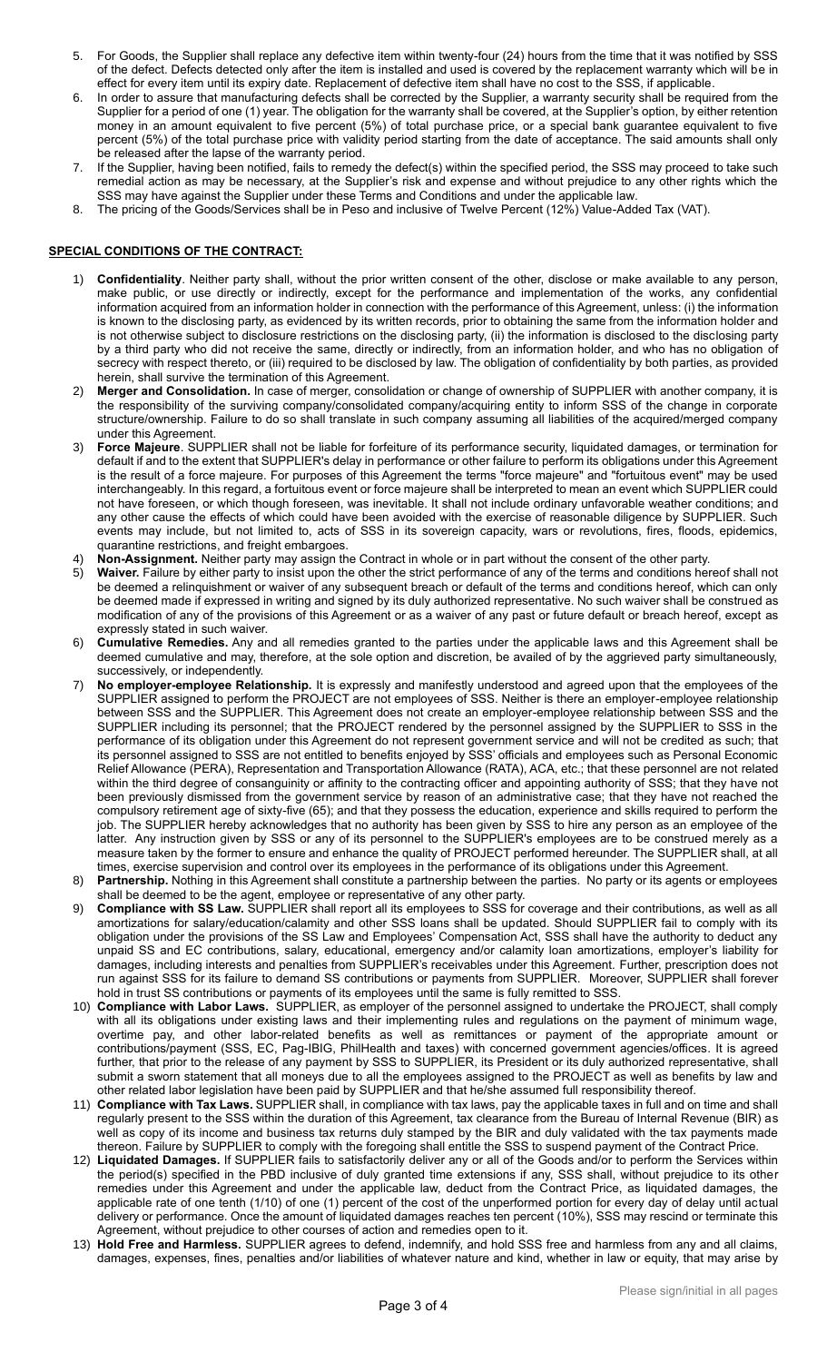5. For Goods, the Supplier shall replace any defective item within twenty-four (24) hours from the time that it was notified by SSS of the defect. Defects detected only after the item is installed and used is covered by the replacement warranty which will be in effect for every item until its expiry date. Replacement of defective item shall have no cost to the SSS, if applicable.
6. In order to assure that manufacturing defects shall be corrected by the Supplier, a warranty security shall be required from the Supplier for a period of one (1) year. The obligation for the warranty shall be covered, at the Supplier's option, by either retention money in an amount equivalent to five percent (5%) of total purchase price, or a special bank guarantee equivalent to five percent (5%) of the total purchase price with validity period starting from the date of acceptance. The said amounts shall only be released after the lapse of the warranty period.
7. If the Supplier, having been notified, fails to remedy the defect(s) within the specified period, the SSS may proceed to take such remedial action as may be necessary, at the Supplier's risk and expense and without prejudice to any other rights which the SSS may have against the Supplier under these Terms and Conditions and under the applicable law.
8. The pricing of the Goods/Services shall be in Peso and inclusive of Twelve Percent (12%) Value-Added Tax (VAT).

**SPECIAL CONDITIONS OF THE CONTRACT:**

1) **Confidentiality**. Neither party shall, without the prior written consent of the other, disclose or make available to any person, make public, or use directly or indirectly, except for the performance and implementation of the works, any confidential information acquired from an information holder in connection with the performance of this Agreement, unless: (i) the information is known to the disclosing party, as evidenced by its written records, prior to obtaining the same from the information holder and is not otherwise subject to disclosure restrictions on the disclosing party, (ii) the information is disclosed to the disclosing party by a third party who did not receive the same, directly or indirectly, from an information holder, and who has no obligation of secrecy with respect thereto, or (iii) required to be disclosed by law. The obligation of confidentiality by both parties, as provided herein, shall survive the termination of this Agreement.
2) **Merger and Consolidation.** In case of merger, consolidation or change of ownership of SUPPLIER with another company, it is the responsibility of the surviving company/consolidated company/acquiring entity to inform SSS of the change in corporate structure/ownership. Failure to do so shall translate in such company assuming all liabilities of the acquired/merged company under this Agreement.
3) **Force Majeure**. SUPPLIER shall not be liable for forfeiture of its performance security, liquidated damages, or termination for default if and to the extent that SUPPLIER's delay in performance or other failure to perform its obligations under this Agreement is the result of a force majeure. For purposes of this Agreement the terms "force majeure" and "fortuitous event" may be used interchangeably. In this regard, a fortuitous event or force majeure shall be interpreted to mean an event which SUPPLIER could not have foreseen, or which though foreseen, was inevitable. It shall not include ordinary unfavorable weather conditions; and any other cause the effects of which could have been avoided with the exercise of reasonable diligence by SUPPLIER. Such events may include, but not limited to, acts of SSS in its sovereign capacity, wars or revolutions, fires, floods, epidemics, quarantine restrictions, and freight embargoes.
4) **Non-Assignment.** Neither party may assign the Contract in whole or in part without the consent of the other party.
5) **Waiver.** Failure by either party to insist upon the other the strict performance of any of the terms and conditions hereof shall not be deemed a relinquishment or waiver of any subsequent breach or default of the terms and conditions hereof, which can only be deemed made if expressed in writing and signed by its duly authorized representative. No such waiver shall be construed as modification of any of the provisions of this Agreement or as a waiver of any past or future default or breach hereof, except as expressly stated in such waiver.
6) **Cumulative Remedies.** Any and all remedies granted to the parties under the applicable laws and this Agreement shall be deemed cumulative and may, therefore, at the sole option and discretion, be availed of by the aggrieved party simultaneously, successively, or independently.
7) **No employer-employee Relationship.** It is expressly and manifestly understood and agreed upon that the employees of the SUPPLIER assigned to perform the PROJECT are not employees of SSS. Neither is there an employer-employee relationship between SSS and the SUPPLIER. This Agreement does not create an employer-employee relationship between SSS and the SUPPLIER including its personnel; that the PROJECT rendered by the personnel assigned by the SUPPLIER to SSS in the performance of its obligation under this Agreement do not represent government service and will not be credited as such; that its personnel assigned to SSS are not entitled to benefits enjoyed by SSS' officials and employees such as Personal Economic Relief Allowance (PERA), Representation and Transportation Allowance (RATA), ACA, etc.; that these personnel are not related within the third degree of consanguinity or affinity to the contracting officer and appointing authority of SSS; that they have not been previously dismissed from the government service by reason of an administrative case; that they have not reached the compulsory retirement age of sixty-five (65); and that they possess the education, experience and skills required to perform the job. The SUPPLIER hereby acknowledges that no authority has been given by SSS to hire any person as an employee of the latter. Any instruction given by SSS or any of its personnel to the SUPPLIER's employees are to be construed merely as a measure taken by the former to ensure and enhance the quality of PROJECT performed hereunder. The SUPPLIER shall, at all times, exercise supervision and control over its employees in the performance of its obligations under this Agreement.
8) **Partnership.** Nothing in this Agreement shall constitute a partnership between the parties. No party or its agents or employees shall be deemed to be the agent, employee or representative of any other party.
9) **Compliance with SS Law.** SUPPLIER shall report all its employees to SSS for coverage and their contributions, as well as all amortizations for salary/education/calamity and other SSS loans shall be updated. Should SUPPLIER fail to comply with its obligation under the provisions of the SS Law and Employees' Compensation Act, SSS shall have the authority to deduct any unpaid SS and EC contributions, salary, educational, emergency and/or calamity loan amortizations, employer's liability for damages, including interests and penalties from SUPPLIER's receivables under this Agreement. Further, prescription does not run against SSS for its failure to demand SS contributions or payments from SUPPLIER. Moreover, SUPPLIER shall forever hold in trust SS contributions or payments of its employees until the same is fully remitted to SSS.
10) **Compliance with Labor Laws.** SUPPLIER, as employer of the personnel assigned to undertake the PROJECT, shall comply with all its obligations under existing laws and their implementing rules and regulations on the payment of minimum wage, overtime pay, and other labor-related benefits as well as remittances or payment of the appropriate amount or contributions/payment (SSS, EC, Pag-IBIG, PhilHealth and taxes) with concerned government agencies/offices. It is agreed further, that prior to the release of any payment by SSS to SUPPLIER, its President or its duly authorized representative, shall submit a sworn statement that all moneys due to all the employees assigned to the PROJECT as well as benefits by law and other related labor legislation have been paid by SUPPLIER and that he/she assumed full responsibility thereof.
11) **Compliance with Tax Laws.** SUPPLIER shall, in compliance with tax laws, pay the applicable taxes in full and on time and shall regularly present to the SSS within the duration of this Agreement, tax clearance from the Bureau of Internal Revenue (BIR) as well as copy of its income and business tax returns duly stamped by the BIR and duly validated with the tax payments made thereon. Failure by SUPPLIER to comply with the foregoing shall entitle the SSS to suspend payment of the Contract Price.
12) **Liquidated Damages.** If SUPPLIER fails to satisfactorily deliver any or all of the Goods and/or to perform the Services within the period(s) specified in the PBD inclusive of duly granted time extensions if any, SSS shall, without prejudice to its other remedies under this Agreement and under the applicable law, deduct from the Contract Price, as liquidated damages, the applicable rate of one tenth (1/10) of one (1) percent of the cost of the unperformed portion for every day of delay until actual delivery or performance. Once the amount of liquidated damages reaches ten percent (10%), SSS may rescind or terminate this Agreement, without prejudice to other courses of action and remedies open to it.
13) **Hold Free and Harmless.** SUPPLIER agrees to defend, indemnify, and hold SSS free and harmless from any and all claims, damages, expenses, fines, penalties and/or liabilities of whatever nature and kind, whether in law or equity, that may arise by

Please sign/initial in all pages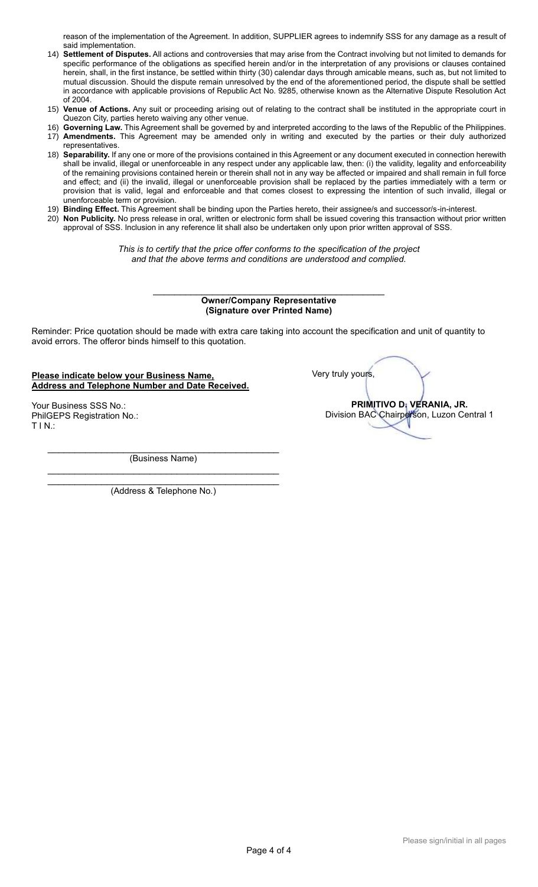reason of the implementation of the Agreement. In addition, SUPPLIER agrees to indemnify SSS for any damage as a result of said implementation.

14) **Settlement of Disputes.** All actions and controversies that may arise from the Contract involving but not limited to demands for specific performance of the obligations as specified herein and/or in the interpretation of any provisions or clauses contained herein, shall, in the first instance, be settled within thirty (30) calendar days through amicable means, such as, but not limited to mutual discussion. Should the dispute remain unresolved by the end of the aforementioned period, the dispute shall be settled in accordance with applicable provisions of Republic Act No. 9285, otherwise known as the Alternative Dispute Resolution Act of 2004.
15) **Venue of Actions.** Any suit or proceeding arising out of relating to the contract shall be instituted in the appropriate court in Quezon City, parties hereto waiving any other venue.
16) **Governing Law.** This Agreement shall be governed by and interpreted according to the laws of the Republic of the Philippines.
17) **Amendments.** This Agreement may be amended only in writing and executed by the parties or their duly authorized representatives.
18) **Separability.** If any one or more of the provisions contained in this Agreement or any document executed in connection herewith shall be invalid, illegal or unenforceable in any respect under any applicable law, then: (i) the validity, legality and enforceability of the remaining provisions contained herein or therein shall not in any way be affected or impaired and shall remain in full force and effect; and (ii) the invalid, illegal or unenforceable provision shall be replaced by the parties immediately with a term or provision that is valid, legal and enforceable and that comes closest to expressing the intention of such invalid, illegal or unenforceable term or provision.
19) **Binding Effect.** This Agreement shall be binding upon the Parties hereto, their assignee/s and successor/s-in-interest.
20) **Non Publicity.** No press release in oral, written or electronic form shall be issued covering this transaction without prior written approval of SSS. Inclusion in any reference lit shall also be undertaken only upon prior written approval of SSS.

*This is to certify that the price offer conforms to the specification of the project and that the above terms and conditions are understood and complied.*

\_\_\_\_\_\_\_\_\_\_\_\_\_\_\_\_\_\_\_\_\_\_\_\_\_\_\_\_\_\_\_\_\_\_\_\_\_\_\_\_\_\_\_\_

**Owner/Company Representative**
**(Signature over Printed Name)**

Reminder: Price quotation should be made with extra care taking into account the specification and unit of quantity to avoid errors. The offeror binds himself to this quotation.

**Please indicate below your Business Name, Address and Telephone Number and Date Received.**

Your Business SSS No.:
PhilGEPS Registration No.:
T I N.:

\_\_\_\_\_\_\_\_\_\_\_\_\_\_\_\_\_\_\_\_\_\_\_\_\_\_\_\_\_\_\_\_\_\_\_\_\_\_\_\_\_\_\_\_
(Business Name)

\_\_\_\_\_\_\_\_\_\_\_\_\_\_\_\_\_\_\_\_\_\_\_\_\_\_\_\_\_\_\_\_\_\_\_\_\_\_\_\_\_\_\_\_
\_\_\_\_\_\_\_\_\_\_\_\_\_\_\_\_\_\_\_\_\_\_\_\_\_\_\_\_\_\_\_\_\_\_\_\_\_\_\_\_\_\_\_\_
(Address & Telephone No.)

Very truly yours,

**PRIMITIVO D. VERANIA, JR.**
Division BAC Chairperson, Luzon Central 1

Please sign/initial in all pages